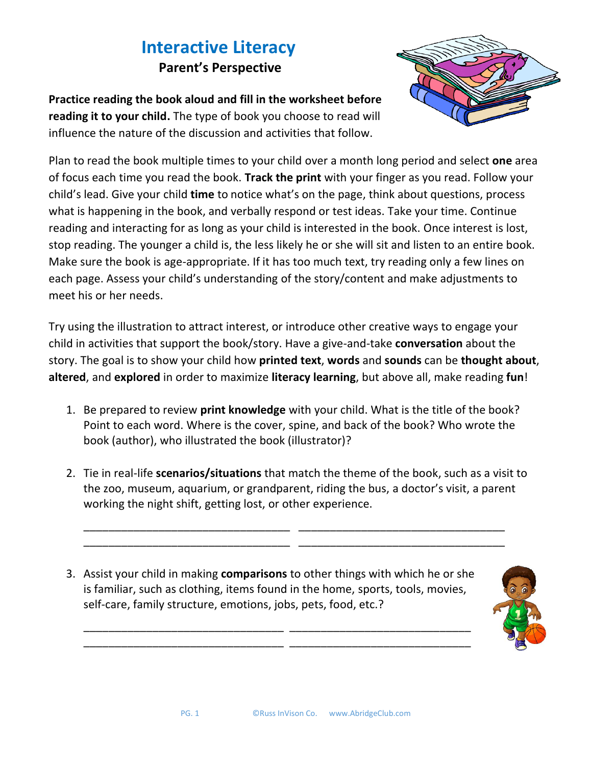# Interactive Literacy

## Parent's Perspective

**Practice reading the book aloud and fill in the worksheet before reading it to your child.** The type of book you choose to read will influence the nature of the discussion and activities that follow.

Plan to read the book multiple times to your child over a month long period and select **one** area of focus each time you read the book. **Track the print** with your finger as you read. Follow your child's lead. Give your child **time** to notice what's on the page, think about questions, process what is happening in the book, and verbally respond or test ideas. Take your time. Continue reading and interacting for as long as your child is interested in the book. Once interest is lost, stop reading. The younger a child is, the less likely he or she will sit and listen to an entire book. Make sure the book is age-appropriate. If it has too much text, try reading only a few lines on each page. Assess your child's understanding of the story/content and make adjustments to meet his or her needs.

Try using the illustration to attract interest, or introduce other creative ways to engage your child in activities that support the book/story. Have a give-and-take **conversation** about the story. The goal is to show your child how **printed text**, **words** and **sounds** can be **thought about**, **altered**, and **explored** in order to maximize **literacy learning**, but above all, make reading **fun**!

1. Be prepared to review **print knowledge** with your child. What is the title of the book? Point to each word. Where is the cover, spine, and back of the book? Who wrote the book (author), who illustrated the book (illustrator)?

2. Tie in real-life **scenarios/situations** that match the theme of the book, such as a visit to the zoo, museum, aquarium, or grandparent, riding the bus, a doctor's visit, a parent working the night shift, getting lost, or other experience.

   ________________________________ ________________________________
   ________________________________ ________________________________

3. Assist your child in making **comparisons** to other things with which he or she is familiar, such as clothing, items found in the home, sports, tools, movies, self-care, family structure, emotions, jobs, pets, food, etc.?

   ________________________________ ____________________________
   ________________________________ ____________________________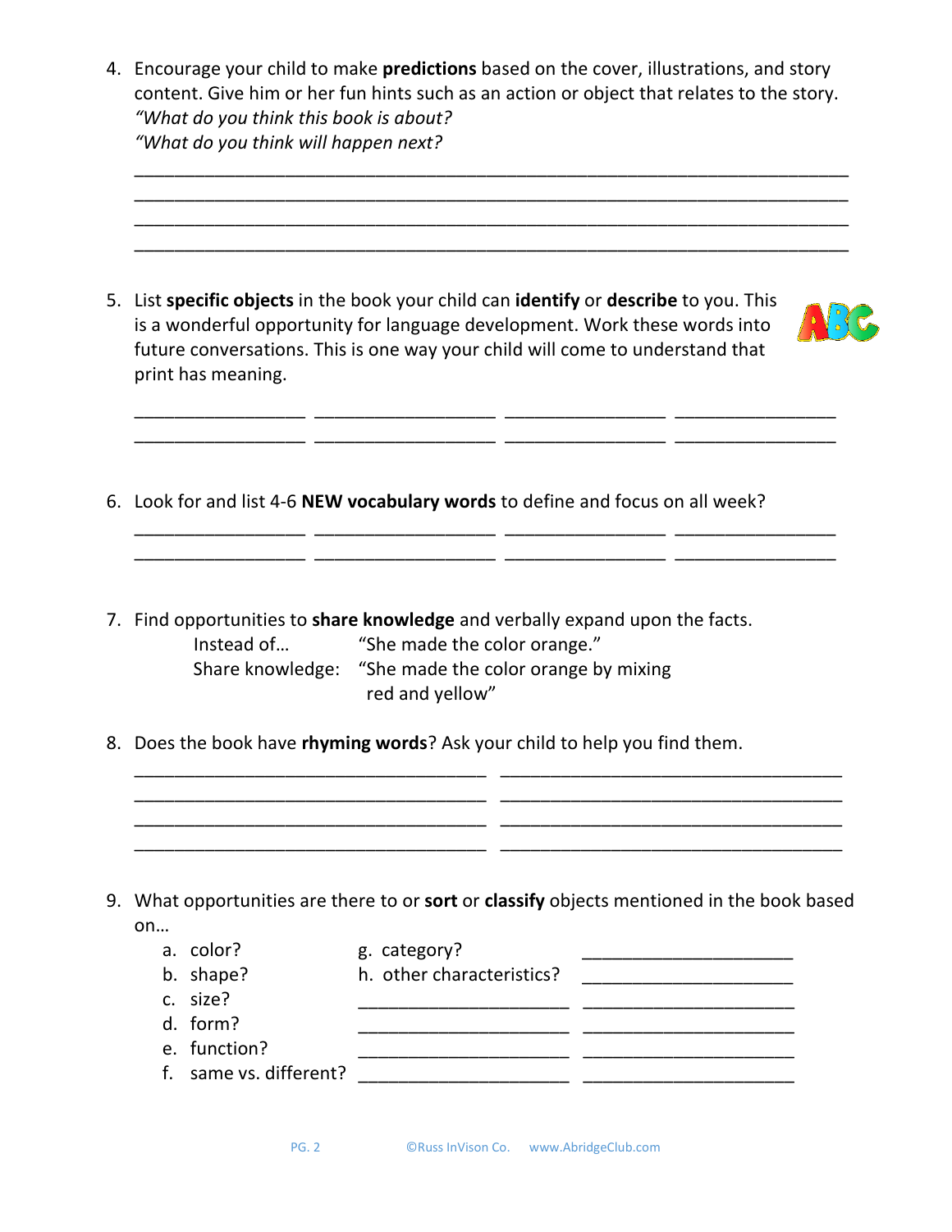4. Encourage your child to make **predictions** based on the cover, illustrations, and story content. Give him or her fun hints such as an action or object that relates to the story.
   *"What do you think this book is about?*
   *"What do you think will happen next?*

   ______________________________________________________________________
   ______________________________________________________________________
   ______________________________________________________________________
   ______________________________________________________________________

5. List **specific objects** in the book your child can **identify** or **describe** to you. This is a wonderful opportunity for language development. Work these words into future conversations. This is one way your child will come to understand that print has meaning.

   ________________ ________________ ________________ ________________
   ________________ ________________ ________________ ________________

6. Look for and list 4-6 **NEW vocabulary words** to define and focus on all week?

   ________________ ________________ ________________ ________________
   ________________ ________________ ________________ ________________

7. Find opportunities to **share knowledge** and verbally expand upon the facts.
   Instead of… "She made the color orange."
   Share knowledge: "She made the color orange by mixing red and yellow"

8. Does the book have **rhyming words**? Ask your child to help you find them.

   ______________________________ ______________________________
   ______________________________ ______________________________
   ______________________________ ______________________________
   ______________________________ ______________________________

9. What opportunities are there to or **sort** or **classify** objects mentioned in the book based on…
   a. color?
   b. shape?
   c. size?
   d. form?
   e. function?
   f. same vs. different?
   g. category?
   h. other characteristics?

   ____________________ ____________________
   ____________________ ____________________
   ____________________ ____________________
   ____________________ ____________________
   ____________________ ____________________
   ____________________ ____________________

©Russ InVison Co. www.AbridgeClub.com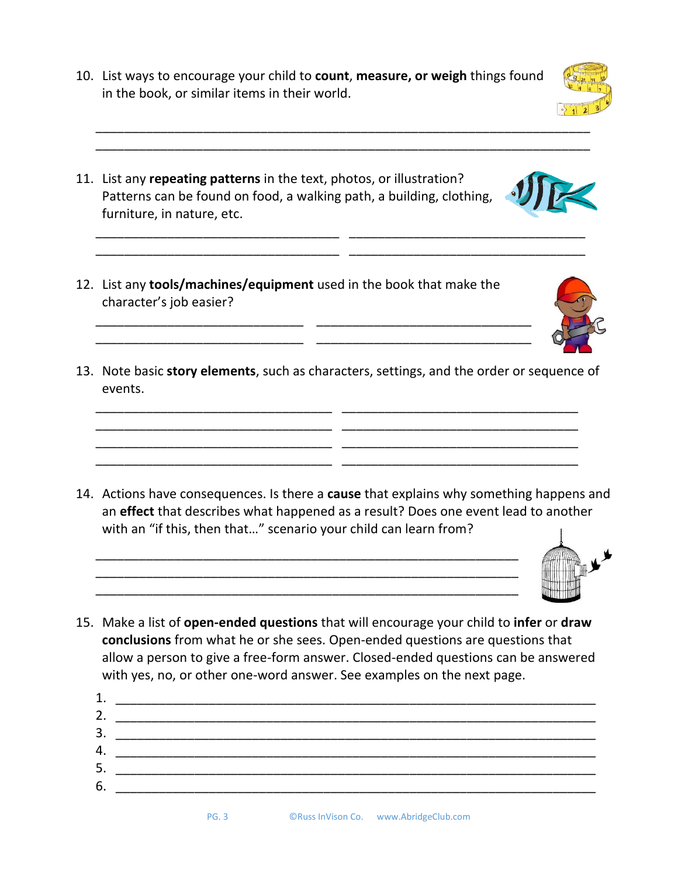10. List ways to encourage your child to **count**, **measure, or weigh** things found in the book, or similar items in their world.

    ______________________________________________________________________
    ______________________________________________________________________

11. List any **repeating patterns** in the text, photos, or illustration? Patterns can be found on food, a walking path, a building, clothing, furniture, in nature, etc.

    __________________________________ __________________________________
    __________________________________ __________________________________

12. List any **tools/machines/equipment** used in the book that make the character's job easier?

    ______________________________ ______________________________
    ______________________________ ______________________________

13. Note basic **story elements**, such as characters, settings, and the order or sequence of events.

    __________________________________ __________________________________
    __________________________________ __________________________________
    __________________________________ __________________________________
    __________________________________ __________________________________

14. Actions have consequences. Is there a **cause** that explains why something happens and an **effect** that describes what happened as a result? Does one event lead to another with an "if this, then that…" scenario your child can learn from?

    ____________________________________________________________
    ____________________________________________________________
    ____________________________________________________________

15. Make a list of **open-ended questions** that will encourage your child to **infer** or **draw conclusions** from what he or she sees. Open-ended questions are questions that allow a person to give a free-form answer. Closed-ended questions can be answered with yes, no, or other one-word answer. See examples on the next page.

    1. ______________________________________________________________________
    2. ______________________________________________________________________
    3. ______________________________________________________________________
    4. ______________________________________________________________________
    5. ______________________________________________________________________
    6. ______________________________________________________________________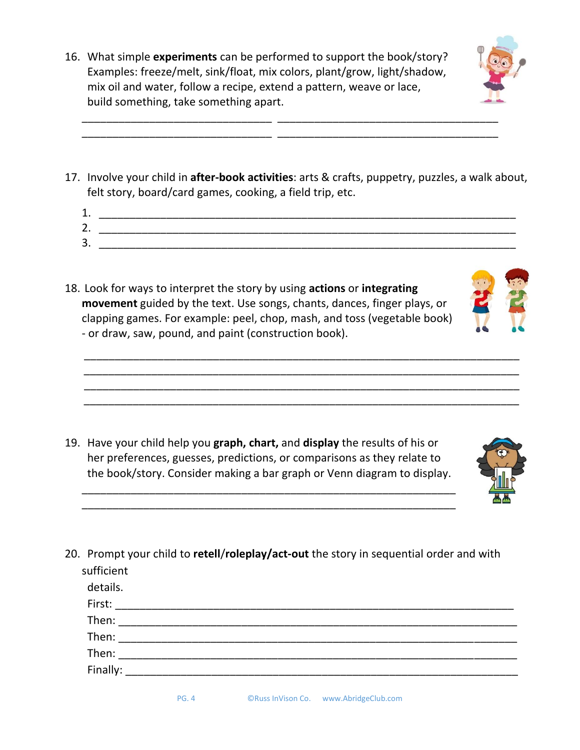16. What simple **experiments** can be performed to support the book/story? Examples: freeze/melt, sink/float, mix colors, plant/grow, light/shadow, mix oil and water, follow a recipe, extend a pattern, weave or lace, build something, take something apart.

_______________________________ ____________________________________
_______________________________ ____________________________________

17. Involve your child in **after-book activities**: arts & crafts, puppetry, puzzles, a walk about, felt story, board/card games, cooking, a field trip, etc.

1. ____________________________________________________________________
2. ____________________________________________________________________
3. ____________________________________________________________________

18. Look for ways to interpret the story by using **actions** or **integrating movement** guided by the text. Use songs, chants, dances, finger plays, or clapping games. For example: peel, chop, mash, and toss (vegetable book) - or draw, saw, pound, and paint (construction book).

_______________________________________________________________________
_______________________________________________________________________
_______________________________________________________________________
_______________________________________________________________________

19. Have your child help you **graph, chart,** and **display** the results of his or her preferences, guesses, predictions, or comparisons as they relate to the book/story. Consider making a bar graph or Venn diagram to display.

_____________________________________________________________
_____________________________________________________________

20. Prompt your child to **retell**/**roleplay**/**act-out** the story in sequential order and with sufficient details.

First: _________________________________________________________________
Then: _________________________________________________________________
Then: _________________________________________________________________
Then: _________________________________________________________________
Finally: _______________________________________________________________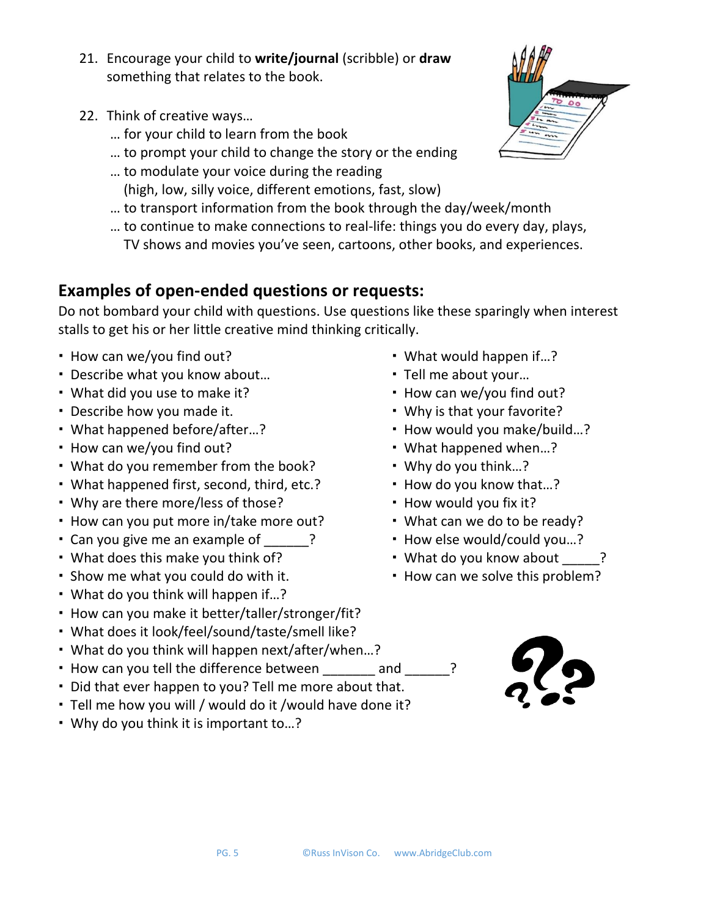21. Encourage your child to **write/journal** (scribble) or **draw** something that relates to the book.

22. Think of creative ways…
    … for your child to learn from the book
    … to prompt your child to change the story or the ending
    … to modulate your voice during the reading
    (high, low, silly voice, different emotions, fast, slow)
    … to transport information from the book through the day/week/month
    … to continue to make connections to real-life: things you do every day, plays, TV shows and movies you've seen, cartoons, other books, and experiences.

## Examples of open-ended questions or requests:

Do not bombard your child with questions. Use questions like these sparingly when interest stalls to get his or her little creative mind thinking critically.

- How can we/you find out?
- Describe what you know about…
- What did you use to make it?
- Describe how you made it.
- What happened before/after…?
- How can we/you find out?
- What do you remember from the book?
- What happened first, second, third, etc.?
- Why are there more/less of those?
- How can you put more in/take more out?
- Can you give me an example of ______?
- What does this make you think of?
- Show me what you could do with it.
- What do you think will happen if…?
- How can you make it better/taller/stronger/fit?
- What does it look/feel/sound/taste/smell like?
- What do you think will happen next/after/when…?
- How can you tell the difference between _______ and ______?
- Did that ever happen to you? Tell me more about that.
- Tell me how you will / would do it /would have done it?
- Why do you think it is important to…?
- What would happen if…?
- Tell me about your…
- How can we/you find out?
- Why is that your favorite?
- How would you make/build…?
- What happened when…?
- Why do you think…?
- How do you know that…?
- How would you fix it?
- What can we do to be ready?
- How else would/could you…?
- What do you know about _____?
- How can we solve this problem?